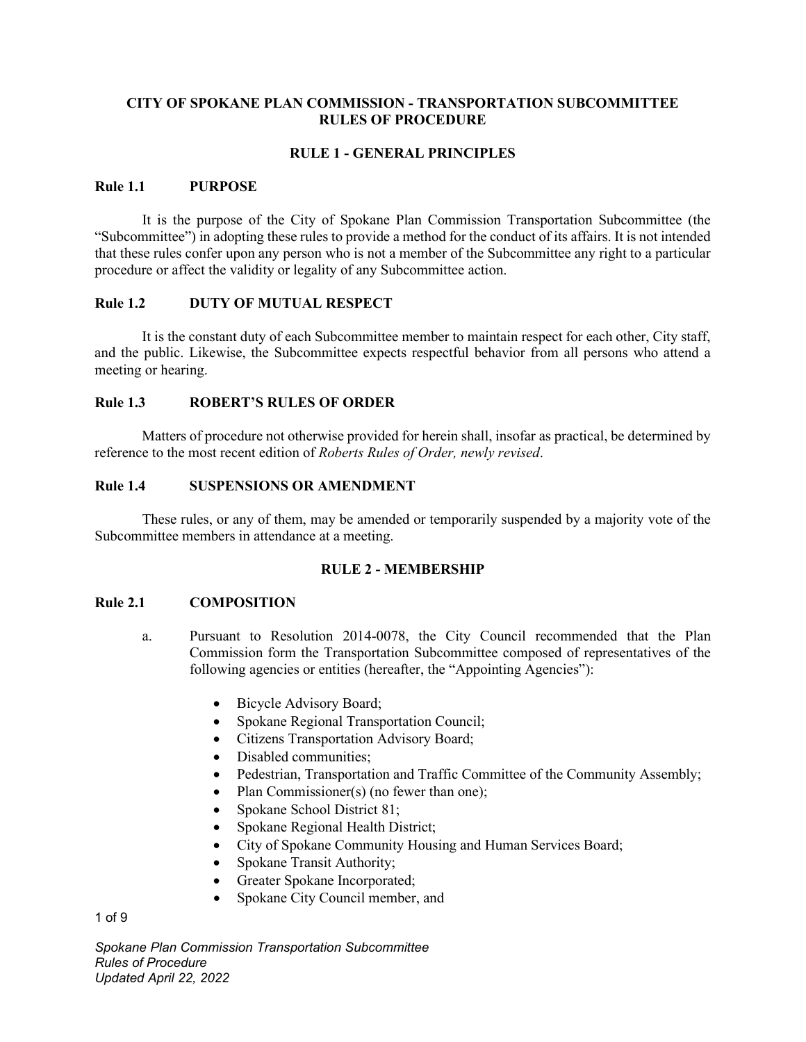# CITY OF SPOKANE PLAN COMMISSION - TRANSPORTATION SUBCOMMITTEE RULES OF PROCEDURE

## RULE 1 - GENERAL PRINCIPLES

### Rule 1.1 PURPOSE

It is the purpose of the City of Spokane Plan Commission Transportation Subcommittee (the "Subcommittee") in adopting these rules to provide a method for the conduct of its affairs. It is not intended that these rules confer upon any person who is not a member of the Subcommittee any right to a particular procedure or affect the validity or legality of any Subcommittee action.

### Rule 1.2 DUTY OF MUTUAL RESPECT

It is the constant duty of each Subcommittee member to maintain respect for each other, City staff, and the public. Likewise, the Subcommittee expects respectful behavior from all persons who attend a meeting or hearing.

### Rule 1.3 ROBERT'S RULES OF ORDER

Matters of procedure not otherwise provided for herein shall, insofar as practical, be determined by reference to the most recent edition of *Roberts Rules of Order, newly revised*.

### Rule 1.4 SUSPENSIONS OR AMENDMENT

These rules, or any of them, may be amended or temporarily suspended by a majority vote of the Subcommittee members in attendance at a meeting.

## RULE 2 - MEMBERSHIP

### Rule 2.1 COMPOSITION

a. Pursuant to Resolution 2014-0078, the City Council recommended that the Plan Commission form the Transportation Subcommittee composed of representatives of the following agencies or entities (hereafter, the "Appointing Agencies"):

- Bicycle Advisory Board;
- Spokane Regional Transportation Council;
- Citizens Transportation Advisory Board;
- Disabled communities;
- Pedestrian, Transportation and Traffic Committee of the Community Assembly;
- Plan Commissioner(s) (no fewer than one);
- Spokane School District 81;
- Spokane Regional Health District;
- City of Spokane Community Housing and Human Services Board;
- Spokane Transit Authority;
- Greater Spokane Incorporated;
- Spokane City Council member, and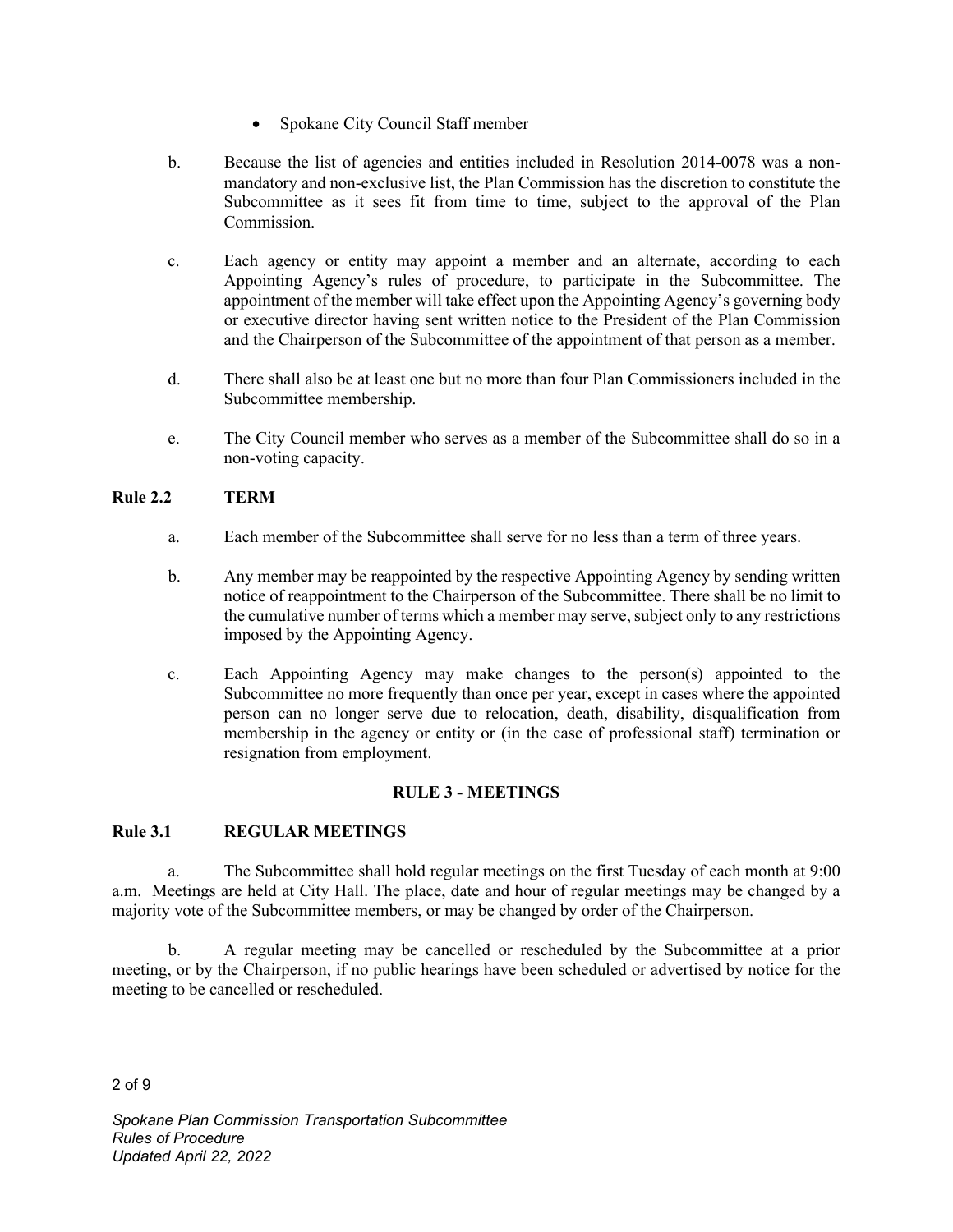- Spokane City Council Staff member

b. Because the list of agencies and entities included in Resolution 2014-0078 was a non-mandatory and non-exclusive list, the Plan Commission has the discretion to constitute the Subcommittee as it sees fit from time to time, subject to the approval of the Plan Commission.

c. Each agency or entity may appoint a member and an alternate, according to each Appointing Agency's rules of procedure, to participate in the Subcommittee. The appointment of the member will take effect upon the Appointing Agency's governing body or executive director having sent written notice to the President of the Plan Commission and the Chairperson of the Subcommittee of the appointment of that person as a member.

d. There shall also be at least one but no more than four Plan Commissioners included in the Subcommittee membership.

e. The City Council member who serves as a member of the Subcommittee shall do so in a non-voting capacity.

**Rule 2.2 TERM**

a. Each member of the Subcommittee shall serve for no less than a term of three years.

b. Any member may be reappointed by the respective Appointing Agency by sending written notice of reappointment to the Chairperson of the Subcommittee. There shall be no limit to the cumulative number of terms which a member may serve, subject only to any restrictions imposed by the Appointing Agency.

c. Each Appointing Agency may make changes to the person(s) appointed to the Subcommittee no more frequently than once per year, except in cases where the appointed person can no longer serve due to relocation, death, disability, disqualification from membership in the agency or entity or (in the case of professional staff) termination or resignation from employment.

## RULE 3 - MEETINGS

**Rule 3.1 REGULAR MEETINGS**

a. The Subcommittee shall hold regular meetings on the first Tuesday of each month at 9:00 a.m. Meetings are held at City Hall. The place, date and hour of regular meetings may be changed by a majority vote of the Subcommittee members, or may be changed by order of the Chairperson.

b. A regular meeting may be cancelled or rescheduled by the Subcommittee at a prior meeting, or by the Chairperson, if no public hearings have been scheduled or advertised by notice for the meeting to be cancelled or rescheduled.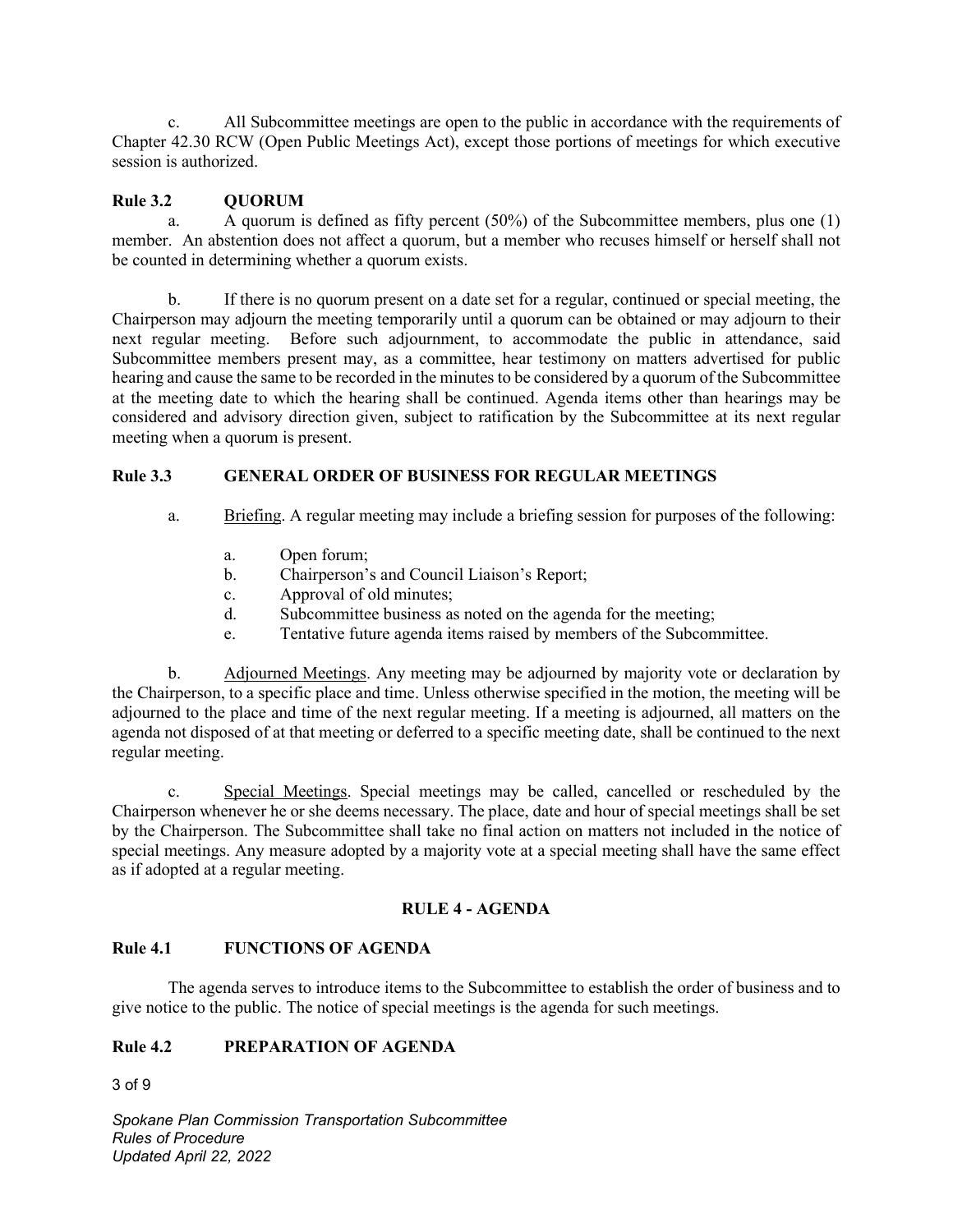c. All Subcommittee meetings are open to the public in accordance with the requirements of Chapter 42.30 RCW (Open Public Meetings Act), except those portions of meetings for which executive session is authorized.

**Rule 3.2 QUORUM**

a. A quorum is defined as fifty percent (50%) of the Subcommittee members, plus one (1) member. An abstention does not affect a quorum, but a member who recuses himself or herself shall not be counted in determining whether a quorum exists.

b. If there is no quorum present on a date set for a regular, continued or special meeting, the Chairperson may adjourn the meeting temporarily until a quorum can be obtained or may adjourn to their next regular meeting. Before such adjournment, to accommodate the public in attendance, said Subcommittee members present may, as a committee, hear testimony on matters advertised for public hearing and cause the same to be recorded in the minutes to be considered by a quorum of the Subcommittee at the meeting date to which the hearing shall be continued. Agenda items other than hearings may be considered and advisory direction given, subject to ratification by the Subcommittee at its next regular meeting when a quorum is present.

**Rule 3.3 GENERAL ORDER OF BUSINESS FOR REGULAR MEETINGS**

a. Briefing. A regular meeting may include a briefing session for purposes of the following:

   a. Open forum;
   b. Chairperson's and Council Liaison's Report;
   c. Approval of old minutes;
   d. Subcommittee business as noted on the agenda for the meeting;
   e. Tentative future agenda items raised by members of the Subcommittee.

b. Adjourned Meetings. Any meeting may be adjourned by majority vote or declaration by the Chairperson, to a specific place and time. Unless otherwise specified in the motion, the meeting will be adjourned to the place and time of the next regular meeting. If a meeting is adjourned, all matters on the agenda not disposed of at that meeting or deferred to a specific meeting date, shall be continued to the next regular meeting.

c. Special Meetings. Special meetings may be called, cancelled or rescheduled by the Chairperson whenever he or she deems necessary. The place, date and hour of special meetings shall be set by the Chairperson. The Subcommittee shall take no final action on matters not included in the notice of special meetings. Any measure adopted by a majority vote at a special meeting shall have the same effect as if adopted at a regular meeting.

## RULE 4 - AGENDA

**Rule 4.1 FUNCTIONS OF AGENDA**

The agenda serves to introduce items to the Subcommittee to establish the order of business and to give notice to the public. The notice of special meetings is the agenda for such meetings.

**Rule 4.2 PREPARATION OF AGENDA**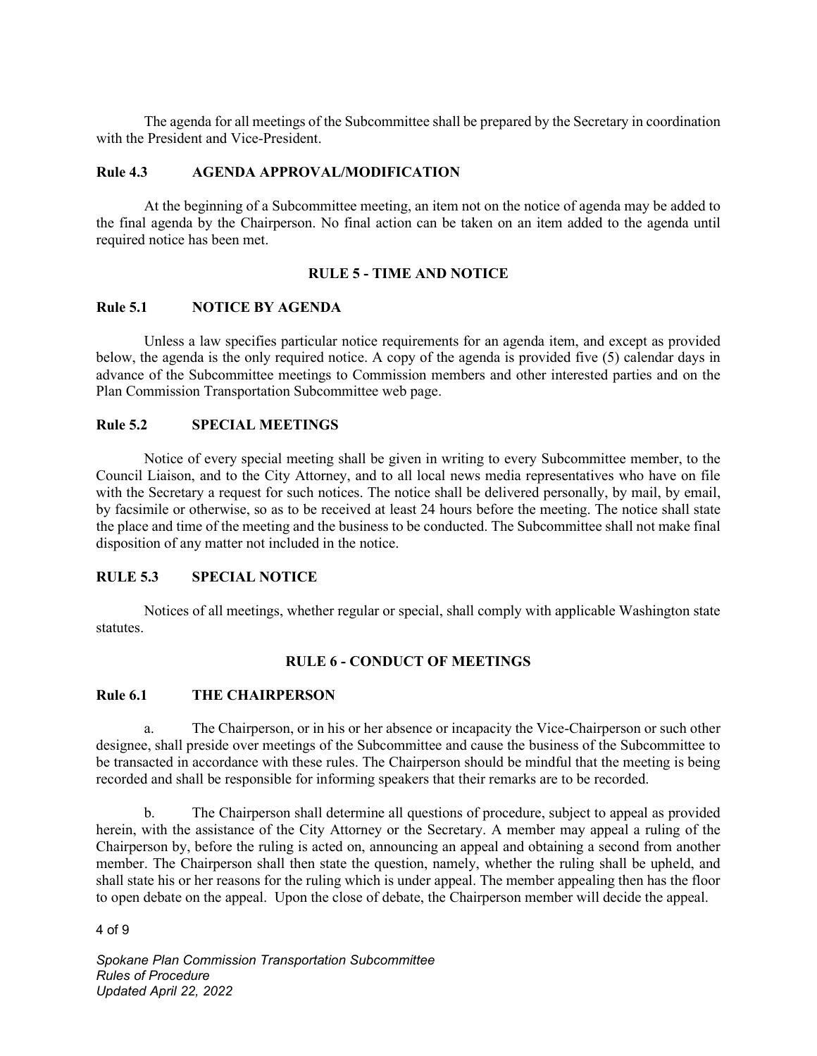The agenda for all meetings of the Subcommittee shall be prepared by the Secretary in coordination with the President and Vice-President.

### Rule 4.3 AGENDA APPROVAL/MODIFICATION

At the beginning of a Subcommittee meeting, an item not on the notice of agenda may be added to the final agenda by the Chairperson. No final action can be taken on an item added to the agenda until required notice has been met.

## RULE 5 - TIME AND NOTICE

### Rule 5.1 NOTICE BY AGENDA

Unless a law specifies particular notice requirements for an agenda item, and except as provided below, the agenda is the only required notice. A copy of the agenda is provided five (5) calendar days in advance of the Subcommittee meetings to Commission members and other interested parties and on the Plan Commission Transportation Subcommittee web page.

### Rule 5.2 SPECIAL MEETINGS

Notice of every special meeting shall be given in writing to every Subcommittee member, to the Council Liaison, and to the City Attorney, and to all local news media representatives who have on file with the Secretary a request for such notices. The notice shall be delivered personally, by mail, by email, by facsimile or otherwise, so as to be received at least 24 hours before the meeting. The notice shall state the place and time of the meeting and the business to be conducted. The Subcommittee shall not make final disposition of any matter not included in the notice.

### RULE 5.3 SPECIAL NOTICE

Notices of all meetings, whether regular or special, shall comply with applicable Washington state statutes.

## RULE 6 - CONDUCT OF MEETINGS

### Rule 6.1 THE CHAIRPERSON

a. The Chairperson, or in his or her absence or incapacity the Vice-Chairperson or such other designee, shall preside over meetings of the Subcommittee and cause the business of the Subcommittee to be transacted in accordance with these rules. The Chairperson should be mindful that the meeting is being recorded and shall be responsible for informing speakers that their remarks are to be recorded.

b. The Chairperson shall determine all questions of procedure, subject to appeal as provided herein, with the assistance of the City Attorney or the Secretary. A member may appeal a ruling of the Chairperson by, before the ruling is acted on, announcing an appeal and obtaining a second from another member. The Chairperson shall then state the question, namely, whether the ruling shall be upheld, and shall state his or her reasons for the ruling which is under appeal. The member appealing then has the floor to open debate on the appeal. Upon the close of debate, the Chairperson member will decide the appeal.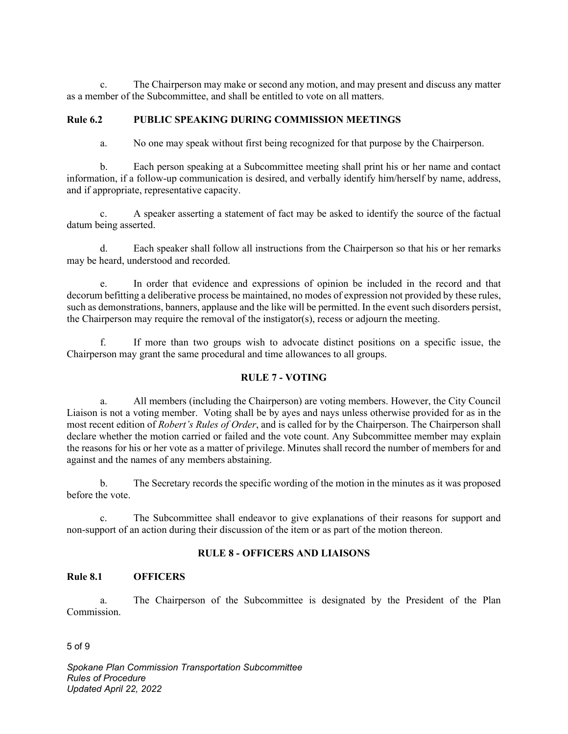c. The Chairperson may make or second any motion, and may present and discuss any matter as a member of the Subcommittee, and shall be entitled to vote on all matters.

### Rule 6.2 PUBLIC SPEAKING DURING COMMISSION MEETINGS

a. No one may speak without first being recognized for that purpose by the Chairperson.

b. Each person speaking at a Subcommittee meeting shall print his or her name and contact information, if a follow-up communication is desired, and verbally identify him/herself by name, address, and if appropriate, representative capacity.

c. A speaker asserting a statement of fact may be asked to identify the source of the factual datum being asserted.

d. Each speaker shall follow all instructions from the Chairperson so that his or her remarks may be heard, understood and recorded.

e. In order that evidence and expressions of opinion be included in the record and that decorum befitting a deliberative process be maintained, no modes of expression not provided by these rules, such as demonstrations, banners, applause and the like will be permitted. In the event such disorders persist, the Chairperson may require the removal of the instigator(s), recess or adjourn the meeting.

f. If more than two groups wish to advocate distinct positions on a specific issue, the Chairperson may grant the same procedural and time allowances to all groups.

## RULE 7 - VOTING

a. All members (including the Chairperson) are voting members. However, the City Council Liaison is not a voting member. Voting shall be by ayes and nays unless otherwise provided for as in the most recent edition of *Robert's Rules of Order*, and is called for by the Chairperson. The Chairperson shall declare whether the motion carried or failed and the vote count. Any Subcommittee member may explain the reasons for his or her vote as a matter of privilege. Minutes shall record the number of members for and against and the names of any members abstaining.

b. The Secretary records the specific wording of the motion in the minutes as it was proposed before the vote.

c. The Subcommittee shall endeavor to give explanations of their reasons for support and non-support of an action during their discussion of the item or as part of the motion thereon.

## RULE 8 - OFFICERS AND LIAISONS

### Rule 8.1 OFFICERS

a. The Chairperson of the Subcommittee is designated by the President of the Plan Commission.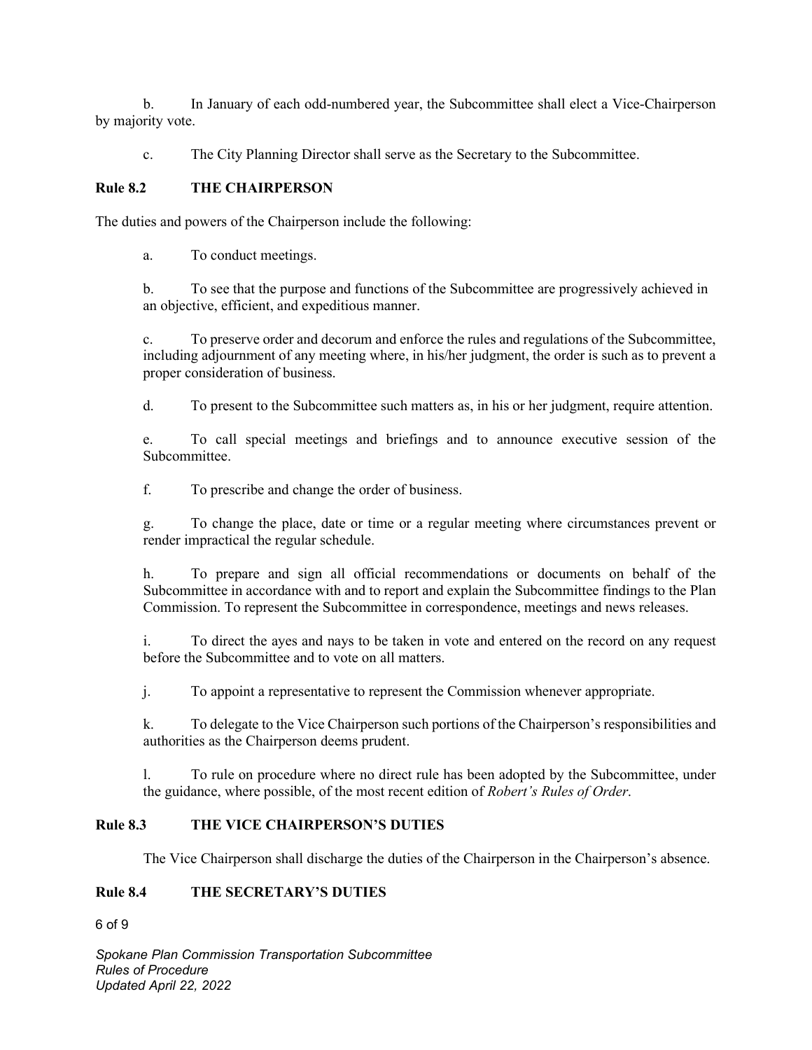b. In January of each odd-numbered year, the Subcommittee shall elect a Vice-Chairperson by majority vote.

c. The City Planning Director shall serve as the Secretary to the Subcommittee.

### Rule 8.2 THE CHAIRPERSON

The duties and powers of the Chairperson include the following:

a. To conduct meetings.

b. To see that the purpose and functions of the Subcommittee are progressively achieved in an objective, efficient, and expeditious manner.

c. To preserve order and decorum and enforce the rules and regulations of the Subcommittee, including adjournment of any meeting where, in his/her judgment, the order is such as to prevent a proper consideration of business.

d. To present to the Subcommittee such matters as, in his or her judgment, require attention.

e. To call special meetings and briefings and to announce executive session of the Subcommittee.

f. To prescribe and change the order of business.

g. To change the place, date or time or a regular meeting where circumstances prevent or render impractical the regular schedule.

h. To prepare and sign all official recommendations or documents on behalf of the Subcommittee in accordance with and to report and explain the Subcommittee findings to the Plan Commission. To represent the Subcommittee in correspondence, meetings and news releases.

i. To direct the ayes and nays to be taken in vote and entered on the record on any request before the Subcommittee and to vote on all matters.

j. To appoint a representative to represent the Commission whenever appropriate.

k. To delegate to the Vice Chairperson such portions of the Chairperson's responsibilities and authorities as the Chairperson deems prudent.

l. To rule on procedure where no direct rule has been adopted by the Subcommittee, under the guidance, where possible, of the most recent edition of *Robert's Rules of Order*.

### Rule 8.3 THE VICE CHAIRPERSON'S DUTIES

The Vice Chairperson shall discharge the duties of the Chairperson in the Chairperson's absence.

### Rule 8.4 THE SECRETARY'S DUTIES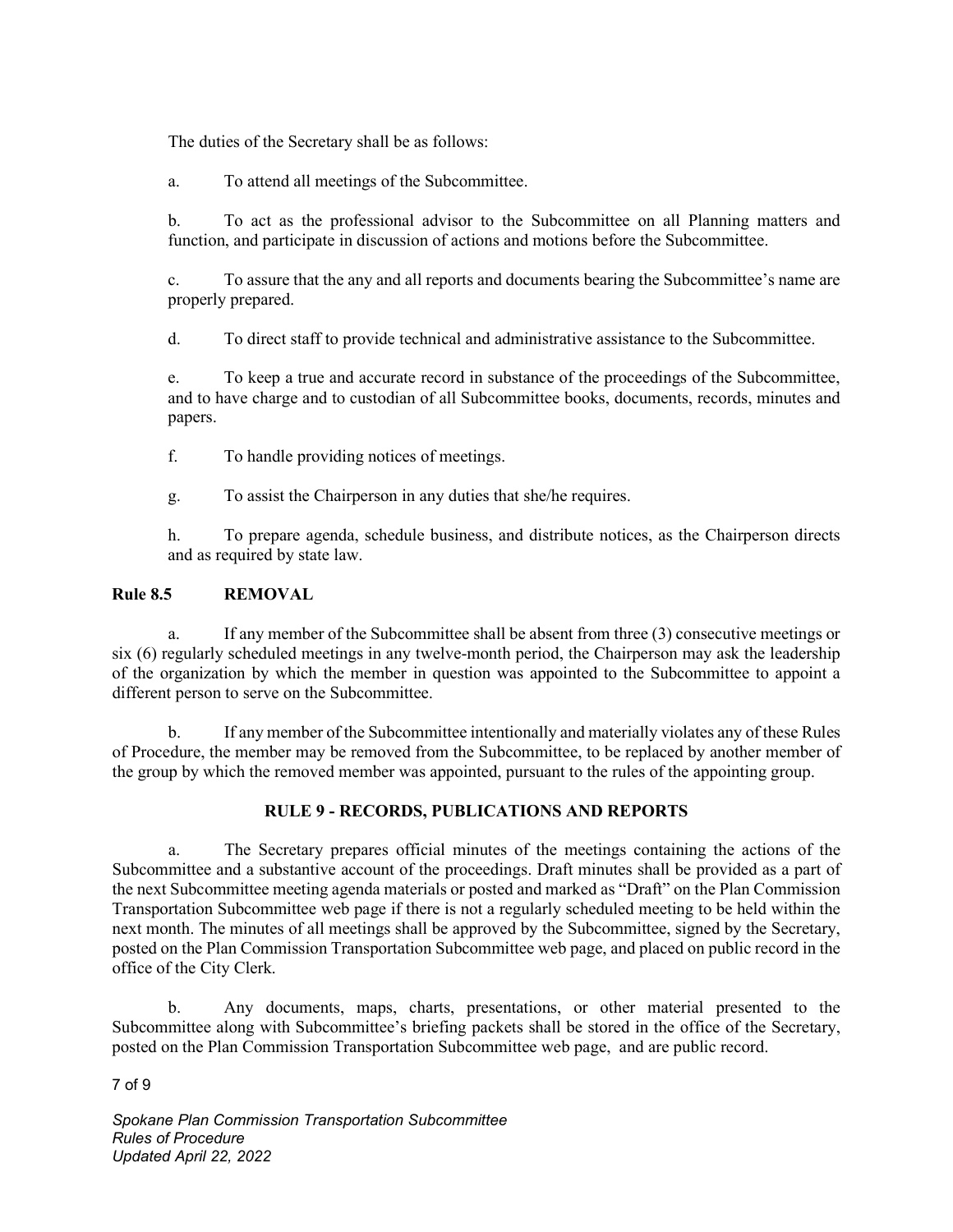The duties of the Secretary shall be as follows:

a. To attend all meetings of the Subcommittee.

b. To act as the professional advisor to the Subcommittee on all Planning matters and function, and participate in discussion of actions and motions before the Subcommittee.

c. To assure that the any and all reports and documents bearing the Subcommittee's name are properly prepared.

d. To direct staff to provide technical and administrative assistance to the Subcommittee.

e. To keep a true and accurate record in substance of the proceedings of the Subcommittee, and to have charge and to custodian of all Subcommittee books, documents, records, minutes and papers.

f. To handle providing notices of meetings.

g. To assist the Chairperson in any duties that she/he requires.

h. To prepare agenda, schedule business, and distribute notices, as the Chairperson directs and as required by state law.

### Rule 8.5 REMOVAL

a. If any member of the Subcommittee shall be absent from three (3) consecutive meetings or six (6) regularly scheduled meetings in any twelve-month period, the Chairperson may ask the leadership of the organization by which the member in question was appointed to the Subcommittee to appoint a different person to serve on the Subcommittee.

b. If any member of the Subcommittee intentionally and materially violates any of these Rules of Procedure, the member may be removed from the Subcommittee, to be replaced by another member of the group by which the removed member was appointed, pursuant to the rules of the appointing group.

## RULE 9 - RECORDS, PUBLICATIONS AND REPORTS

a. The Secretary prepares official minutes of the meetings containing the actions of the Subcommittee and a substantive account of the proceedings. Draft minutes shall be provided as a part of the next Subcommittee meeting agenda materials or posted and marked as "Draft" on the Plan Commission Transportation Subcommittee web page if there is not a regularly scheduled meeting to be held within the next month. The minutes of all meetings shall be approved by the Subcommittee, signed by the Secretary, posted on the Plan Commission Transportation Subcommittee web page, and placed on public record in the office of the City Clerk.

b. Any documents, maps, charts, presentations, or other material presented to the Subcommittee along with Subcommittee's briefing packets shall be stored in the office of the Secretary, posted on the Plan Commission Transportation Subcommittee web page, and are public record.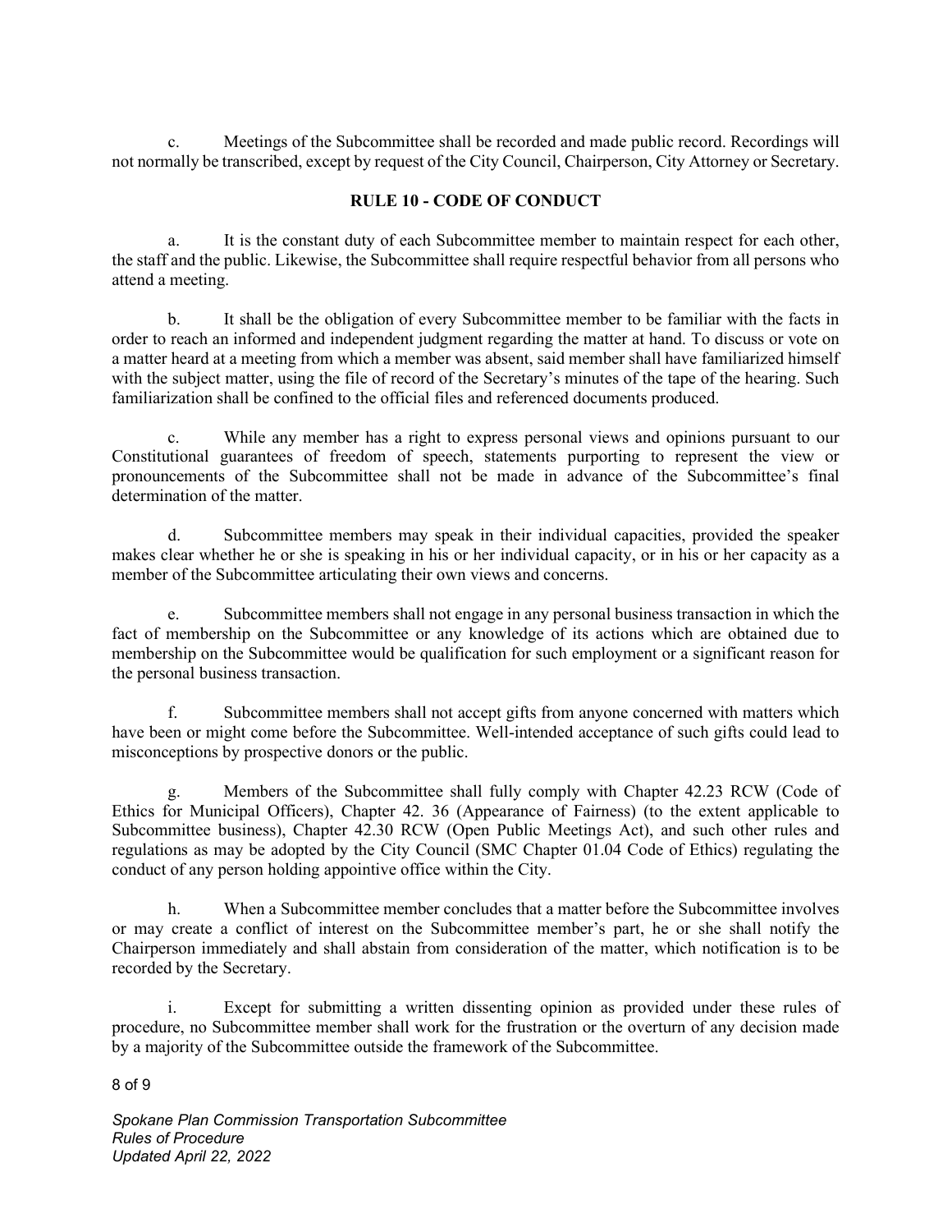c. Meetings of the Subcommittee shall be recorded and made public record. Recordings will not normally be transcribed, except by request of the City Council, Chairperson, City Attorney or Secretary.

## RULE 10 - CODE OF CONDUCT

a. It is the constant duty of each Subcommittee member to maintain respect for each other, the staff and the public. Likewise, the Subcommittee shall require respectful behavior from all persons who attend a meeting.

b. It shall be the obligation of every Subcommittee member to be familiar with the facts in order to reach an informed and independent judgment regarding the matter at hand. To discuss or vote on a matter heard at a meeting from which a member was absent, said member shall have familiarized himself with the subject matter, using the file of record of the Secretary's minutes of the tape of the hearing. Such familiarization shall be confined to the official files and referenced documents produced.

c. While any member has a right to express personal views and opinions pursuant to our Constitutional guarantees of freedom of speech, statements purporting to represent the view or pronouncements of the Subcommittee shall not be made in advance of the Subcommittee's final determination of the matter.

d. Subcommittee members may speak in their individual capacities, provided the speaker makes clear whether he or she is speaking in his or her individual capacity, or in his or her capacity as a member of the Subcommittee articulating their own views and concerns.

e. Subcommittee members shall not engage in any personal business transaction in which the fact of membership on the Subcommittee or any knowledge of its actions which are obtained due to membership on the Subcommittee would be qualification for such employment or a significant reason for the personal business transaction.

f. Subcommittee members shall not accept gifts from anyone concerned with matters which have been or might come before the Subcommittee. Well-intended acceptance of such gifts could lead to misconceptions by prospective donors or the public.

g. Members of the Subcommittee shall fully comply with Chapter 42.23 RCW (Code of Ethics for Municipal Officers), Chapter 42. 36 (Appearance of Fairness) (to the extent applicable to Subcommittee business), Chapter 42.30 RCW (Open Public Meetings Act), and such other rules and regulations as may be adopted by the City Council (SMC Chapter 01.04 Code of Ethics) regulating the conduct of any person holding appointive office within the City.

h. When a Subcommittee member concludes that a matter before the Subcommittee involves or may create a conflict of interest on the Subcommittee member's part, he or she shall notify the Chairperson immediately and shall abstain from consideration of the matter, which notification is to be recorded by the Secretary.

i. Except for submitting a written dissenting opinion as provided under these rules of procedure, no Subcommittee member shall work for the frustration or the overturn of any decision made by a majority of the Subcommittee outside the framework of the Subcommittee.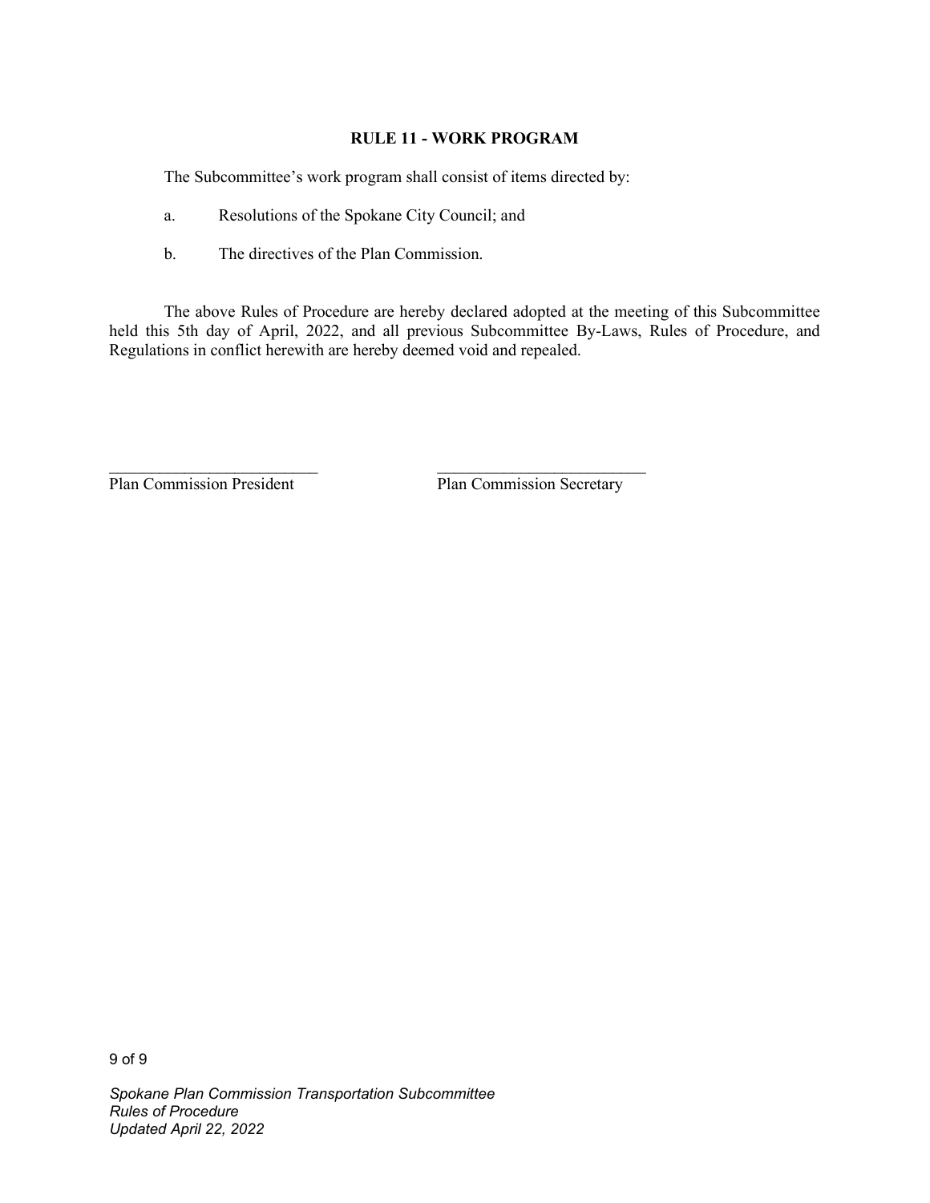## RULE 11 - WORK PROGRAM

The Subcommittee's work program shall consist of items directed by:

a. Resolutions of the Spokane City Council; and

b. The directives of the Plan Commission.

The above Rules of Procedure are hereby declared adopted at the meeting of this Subcommittee held this 5th day of April, 2022, and all previous Subcommittee By-Laws, Rules of Procedure, and Regulations in conflict herewith are hereby deemed void and repealed.

_________________________ _________________________

Plan Commission President Plan Commission Secretary